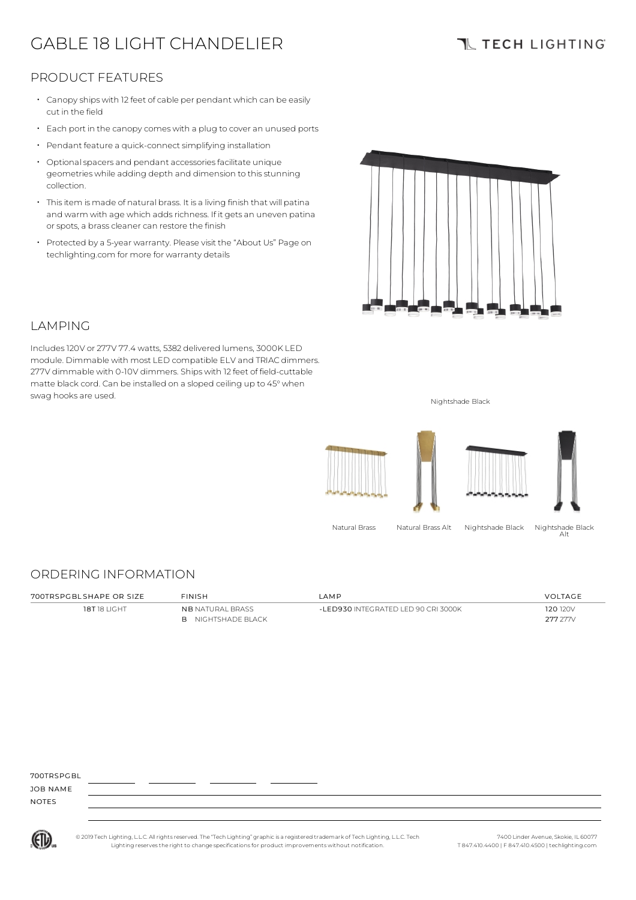# GABLE 18 LIGHT CHANDELIER

TECH LIGHTING

## PRODUCT FEATURES

- Canopy ships with 12 feet of cable per pendant which can be easily cut in the field
- Each port in the canopy comes with a plug to cover an unused ports
- Pendant feature a quick-connect simplifying installation
- Optional spacers and pendant accessories facilitate unique geometries while adding depth and dimension to this stunning collection.
- This item is made of natural brass. It is a living finish that will patina and warm with age which adds richness. If it gets an uneven patina or spots, a brass cleaner can restore the finish
- Protected by a 5-year warranty. Please visit the "About Us" Page on techlighting.com for more for warranty details

## LAMPING

Includes 120V or 277V 77.4 watts, 5382 delivered lumens, 3000K LED module. Dimmable with most LED compatible ELV and TRIAC dimmers. 277V dimmable with 0-10V dimmers. Ships with 12 feet of field-cuttable matte black cord. Can be installed on a sloped ceiling up to 45º when swag hooks are used.

Nightshade Black

Natural Brass | Natural Brass Alt | Nightshade Black | Nightshade Black Alt

## ORDERING INFORMATION

| 700TRSPGBL SHAPE OR SIZE | FINISH | LAMP | VOLTAGE |
|---|---|---|---|
| **18T** 18 LIGHT | **NB** NATURAL BRASS | **-LED930** INTEGRATED LED 90 CRI 3000K | **120** 120V |
| | **B** NIGHTSHADE BLACK | | **277** 277V |

700TRSPGBL ________ ________ ________ ________

JOB NAME

NOTES

© 2019 Tech Lighting, L.L.C. All rights reserved. The "Tech Lighting" graphic is a registered trademark of Tech Lighting, L.L.C. Tech Lighting reserves the right to change specifications for product improvements without notification.

7400 Linder Avenue, Skokie, IL 60077
T 847.410.4400 | F 847.410.4500 | techlighting.com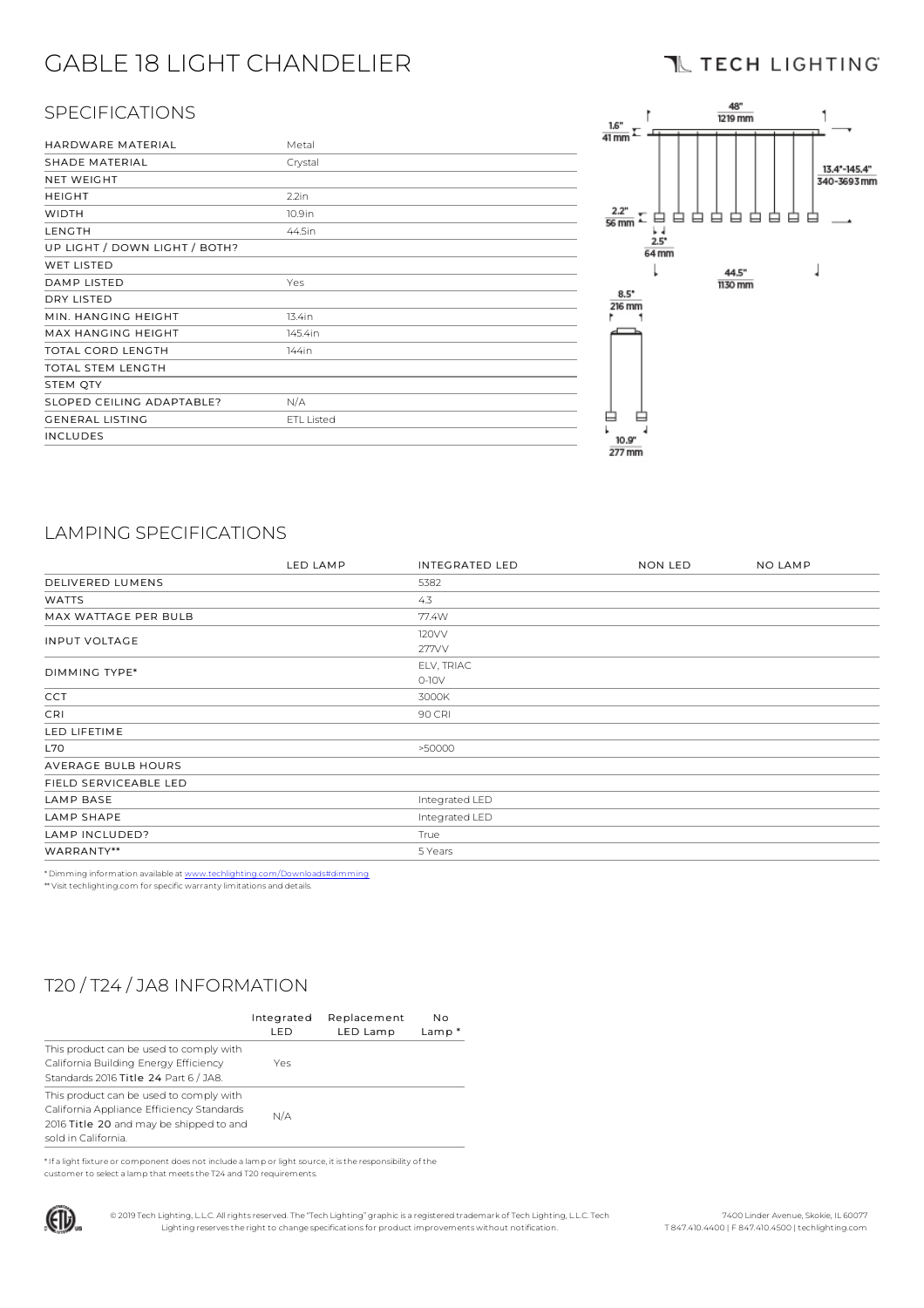# GABLE 18 LIGHT CHANDELIER

TECH LIGHTING

## SPECIFICATIONS

| | |
|---|---|
| HARDWARE MATERIAL | Metal |
| SHADE MATERIAL | Crystal |
| NET WEIGHT | |
| HEIGHT | 2.2in |
| WIDTH | 10.9in |
| LENGTH | 44.5in |
| UP LIGHT / DOWN LIGHT / BOTH? | |
| WET LISTED | |
| DAMP LISTED | Yes |
| DRY LISTED | |
| MIN. HANGING HEIGHT | 13.4in |
| MAX HANGING HEIGHT | 145.4in |
| TOTAL CORD LENGTH | 144in |
| TOTAL STEM LENGTH | |
| STEM QTY | |
| SLOPED CEILING ADAPTABLE? | N/A |
| GENERAL LISTING | ETL Listed |
| INCLUDES | |

48"
1219 mm
1.6"
41 mm
13.4"-145.4"
340-3693 mm
2.2"
56 mm
2.5"
64 mm
44.5"
1130 mm
8.5"
216 mm
10.9"
277 mm

## LAMPING SPECIFICATIONS

| | LED LAMP | INTEGRATED LED | NON LED | NO LAMP |
|---|---|---|---|---|
| DELIVERED LUMENS | | 5382 | | |
| WATTS | | 43 | | |
| MAX WATTAGE PER BULB | | 77.4W | | |
| INPUT VOLTAGE | | 120VV<br>277VV | | |
| DIMMING TYPE* | | ELV, TRIAC<br>0-10V | | |
| CCT | | 3000K | | |
| CRI | | 90 CRI | | |
| LED LIFETIME | | | | |
| L70 | | >50000 | | |
| AVERAGE BULB HOURS | | | | |
| FIELD SERVICEABLE LED | | | | |
| LAMP BASE | | Integrated LED | | |
| LAMP SHAPE | | Integrated LED | | |
| LAMP INCLUDED? | | True | | |
| WARRANTY** | | 5 Years | | |

* Dimming information available at www.techlighting.com/Downloads#dimming
** Visit techlighting.com for specific warranty limitations and details.

## T20 / T24 / JA8 INFORMATION

| | Integrated LED | Replacement LED Lamp | No Lamp * |
|---|---|---|---|
| This product can be used to comply with California Building Energy Efficiency Standards 2016 Title 24 Part 6 / JA8. | Yes | | |
| This product can be used to comply with California Appliance Efficiency Standards 2016 Title 20 and may be shipped to and sold in California. | N/A | | |

* If a light fixture or component does not include a lamp or light source, it is the responsibility of the customer to select a lamp that meets the T24 and T20 requirements.

© 2019 Tech Lighting, L.L.C. All rights reserved. The "Tech Lighting" graphic is a registered trademark of Tech Lighting, L.L.C. Tech Lighting reserves the right to change specifications for product improvements without notification.

7400 Linder Avenue, Skokie, IL 60077
T 847.410.4400 | F 847.410.4500 | techlighting.com